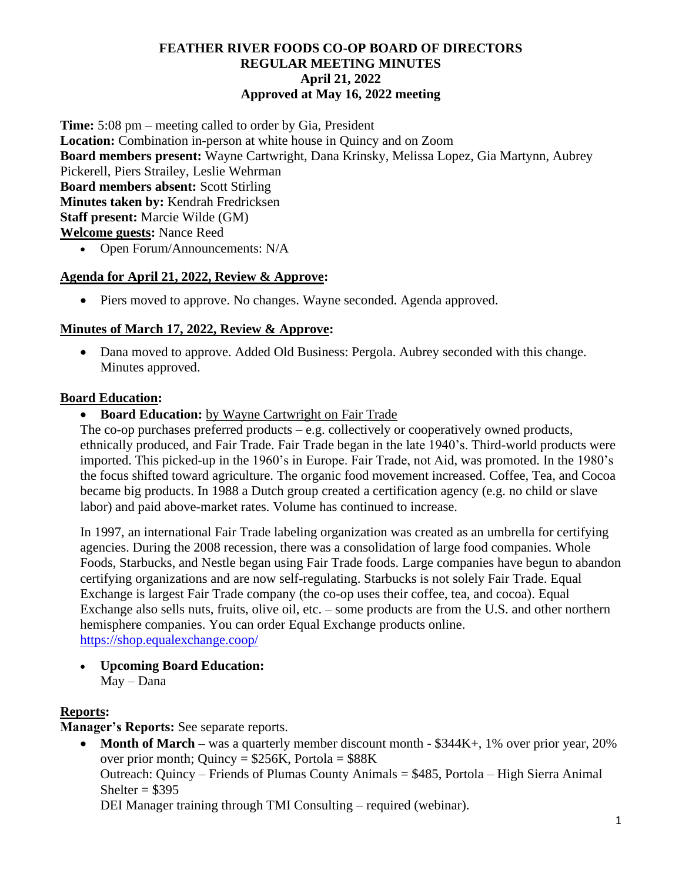# FEATHER RIVER FOODS CO-OP BOARD OF DIRECTORS
## REGULAR MEETING MINUTES
## April 21, 2022
## Approved at May 16, 2022 meeting

**Time:** 5:08 pm – meeting called to order by Gia, President
**Location:** Combination in-person at white house in Quincy and on Zoom
**Board members present:** Wayne Cartwright, Dana Krinsky, Melissa Lopez, Gia Martynn, Aubrey Pickerell, Piers Strailey, Leslie Wehrman
**Board members absent:** Scott Stirling
**Minutes taken by:** Kendrah Fredricksen
**Staff present:** Marcie Wilde (GM)
**Welcome guests:** Nance Reed

- Open Forum/Announcements: N/A

### Agenda for April 21, 2022, Review & Approve:

- Piers moved to approve. No changes. Wayne seconded. Agenda approved.

### Minutes of March 17, 2022, Review & Approve:

- Dana moved to approve. Added Old Business: Pergola. Aubrey seconded with this change. Minutes approved.

### Board Education:

- **Board Education:** by Wayne Cartwright on Fair Trade

The co-op purchases preferred products – e.g. collectively or cooperatively owned products, ethnically produced, and Fair Trade. Fair Trade began in the late 1940's. Third-world products were imported. This picked-up in the 1960's in Europe. Fair Trade, not Aid, was promoted. In the 1980's the focus shifted toward agriculture. The organic food movement increased. Coffee, Tea, and Cocoa became big products. In 1988 a Dutch group created a certification agency (e.g. no child or slave labor) and paid above-market rates. Volume has continued to increase.

In 1997, an international Fair Trade labeling organization was created as an umbrella for certifying agencies. During the 2008 recession, there was a consolidation of large food companies. Whole Foods, Starbucks, and Nestle began using Fair Trade foods. Large companies have begun to abandon certifying organizations and are now self-regulating. Starbucks is not solely Fair Trade. Equal Exchange is largest Fair Trade company (the co-op uses their coffee, tea, and cocoa). Equal Exchange also sells nuts, fruits, olive oil, etc. – some products are from the U.S. and other northern hemisphere companies. You can order Equal Exchange products online. https://shop.equalexchange.coop/

- **Upcoming Board Education:**
  May – Dana

### Reports:

**Manager's Reports:** See separate reports.

- **Month of March** – was a quarterly member discount month - $344K+, 1% over prior year, 20% over prior month; Quincy = $256K, Portola = $88K
  Outreach: Quincy – Friends of Plumas County Animals = $485, Portola – High Sierra Animal Shelter = $395
  DEI Manager training through TMI Consulting – required (webinar).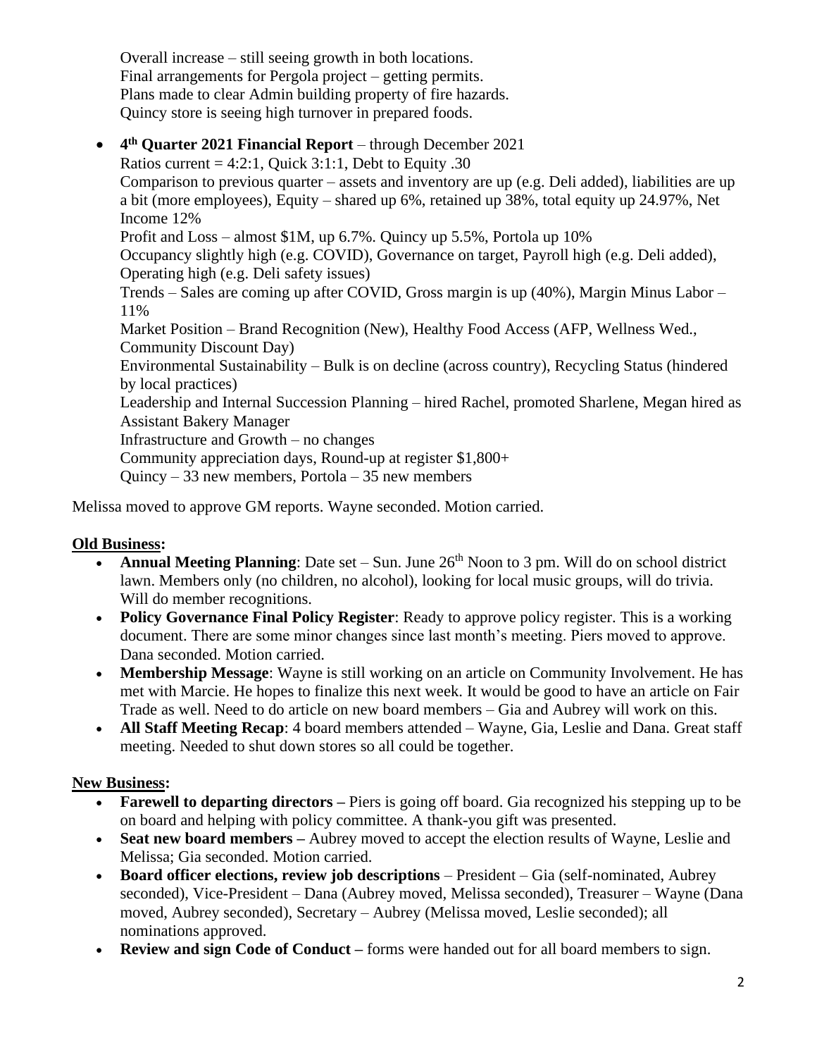Overall increase – still seeing growth in both locations.
Final arrangements for Pergola project – getting permits.
Plans made to clear Admin building property of fire hazards.
Quincy store is seeing high turnover in prepared foods.

- **4th Quarter 2021 Financial Report** – through December 2021
  Ratios current = 4:2:1, Quick 3:1:1, Debt to Equity .30
  Comparison to previous quarter – assets and inventory are up (e.g. Deli added), liabilities are up a bit (more employees), Equity – shared up 6%, retained up 38%, total equity up 24.97%, Net Income 12%
  Profit and Loss – almost $1M, up 6.7%. Quincy up 5.5%, Portola up 10%
  Occupancy slightly high (e.g. COVID), Governance on target, Payroll high (e.g. Deli added), Operating high (e.g. Deli safety issues)
  Trends – Sales are coming up after COVID, Gross margin is up (40%), Margin Minus Labor – 11%
  Market Position – Brand Recognition (New), Healthy Food Access (AFP, Wellness Wed., Community Discount Day)
  Environmental Sustainability – Bulk is on decline (across country), Recycling Status (hindered by local practices)
  Leadership and Internal Succession Planning – hired Rachel, promoted Sharlene, Megan hired as Assistant Bakery Manager
  Infrastructure and Growth – no changes
  Community appreciation days, Round-up at register $1,800+
  Quincy – 33 new members, Portola – 35 new members

Melissa moved to approve GM reports. Wayne seconded. Motion carried.

**Old Business:**

- **Annual Meeting Planning**: Date set – Sun. June 26th Noon to 3 pm. Will do on school district lawn. Members only (no children, no alcohol), looking for local music groups, will do trivia. Will do member recognitions.
- **Policy Governance Final Policy Register**: Ready to approve policy register. This is a working document. There are some minor changes since last month's meeting. Piers moved to approve. Dana seconded. Motion carried.
- **Membership Message**: Wayne is still working on an article on Community Involvement. He has met with Marcie. He hopes to finalize this next week. It would be good to have an article on Fair Trade as well. Need to do article on new board members – Gia and Aubrey will work on this.
- **All Staff Meeting Recap**: 4 board members attended – Wayne, Gia, Leslie and Dana. Great staff meeting. Needed to shut down stores so all could be together.

**New Business:**

- **Farewell to departing directors –** Piers is going off board. Gia recognized his stepping up to be on board and helping with policy committee. A thank-you gift was presented.
- **Seat new board members –** Aubrey moved to accept the election results of Wayne, Leslie and Melissa; Gia seconded. Motion carried.
- **Board officer elections, review job descriptions** – President – Gia (self-nominated, Aubrey seconded), Vice-President – Dana (Aubrey moved, Melissa seconded), Treasurer – Wayne (Dana moved, Aubrey seconded), Secretary – Aubrey (Melissa moved, Leslie seconded); all nominations approved.
- **Review and sign Code of Conduct –** forms were handed out for all board members to sign.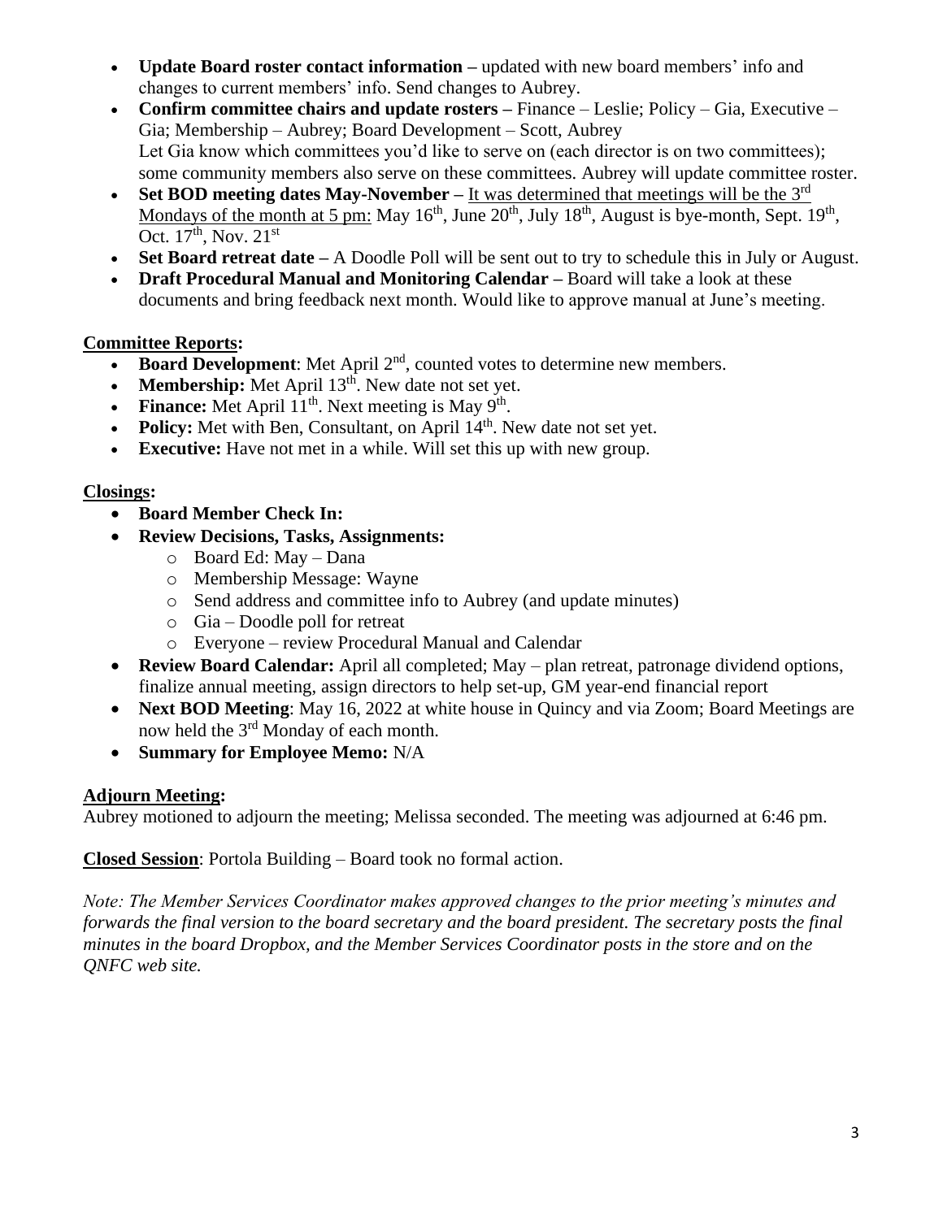- **Update Board roster contact information –** updated with new board members' info and changes to current members' info. Send changes to Aubrey.
- **Confirm committee chairs and update rosters –** Finance – Leslie; Policy – Gia, Executive – Gia; Membership – Aubrey; Board Development – Scott, Aubrey
  Let Gia know which committees you'd like to serve on (each director is on two committees); some community members also serve on these committees. Aubrey will update committee roster.
- **Set BOD meeting dates May-November –** <u>It was determined that meetings will be the 3rd Mondays of the month at 5 pm:</u> May 16th, June 20th, July 18th, August is bye-month, Sept. 19th, Oct. 17th, Nov. 21st
- **Set Board retreat date –** A Doodle Poll will be sent out to try to schedule this in July or August.
- **Draft Procedural Manual and Monitoring Calendar –** Board will take a look at these documents and bring feedback next month. Would like to approve manual at June's meeting.

**<u>Committee Reports</u>:**

- **Board Development**: Met April 2nd, counted votes to determine new members.
- **Membership:** Met April 13th. New date not set yet.
- **Finance:** Met April 11th. Next meeting is May 9th.
- **Policy:** Met with Ben, Consultant, on April 14th. New date not set yet.
- **Executive:** Have not met in a while. Will set this up with new group.

**<u>Closings</u>:**

- **Board Member Check In:**
- **Review Decisions, Tasks, Assignments:**
  - Board Ed: May – Dana
  - Membership Message: Wayne
  - Send address and committee info to Aubrey (and update minutes)
  - Gia – Doodle poll for retreat
  - Everyone – review Procedural Manual and Calendar
- **Review Board Calendar:** April all completed; May – plan retreat, patronage dividend options, finalize annual meeting, assign directors to help set-up, GM year-end financial report
- **Next BOD Meeting**: May 16, 2022 at white house in Quincy and via Zoom; Board Meetings are now held the 3rd Monday of each month.
- **Summary for Employee Memo:** N/A

**<u>Adjourn Meeting</u>:**

Aubrey motioned to adjourn the meeting; Melissa seconded. The meeting was adjourned at 6:46 pm.

**<u>Closed Session</u>**: Portola Building – Board took no formal action.

*Note: The Member Services Coordinator makes approved changes to the prior meeting's minutes and forwards the final version to the board secretary and the board president. The secretary posts the final minutes in the board Dropbox, and the Member Services Coordinator posts in the store and on the QNFC web site.*